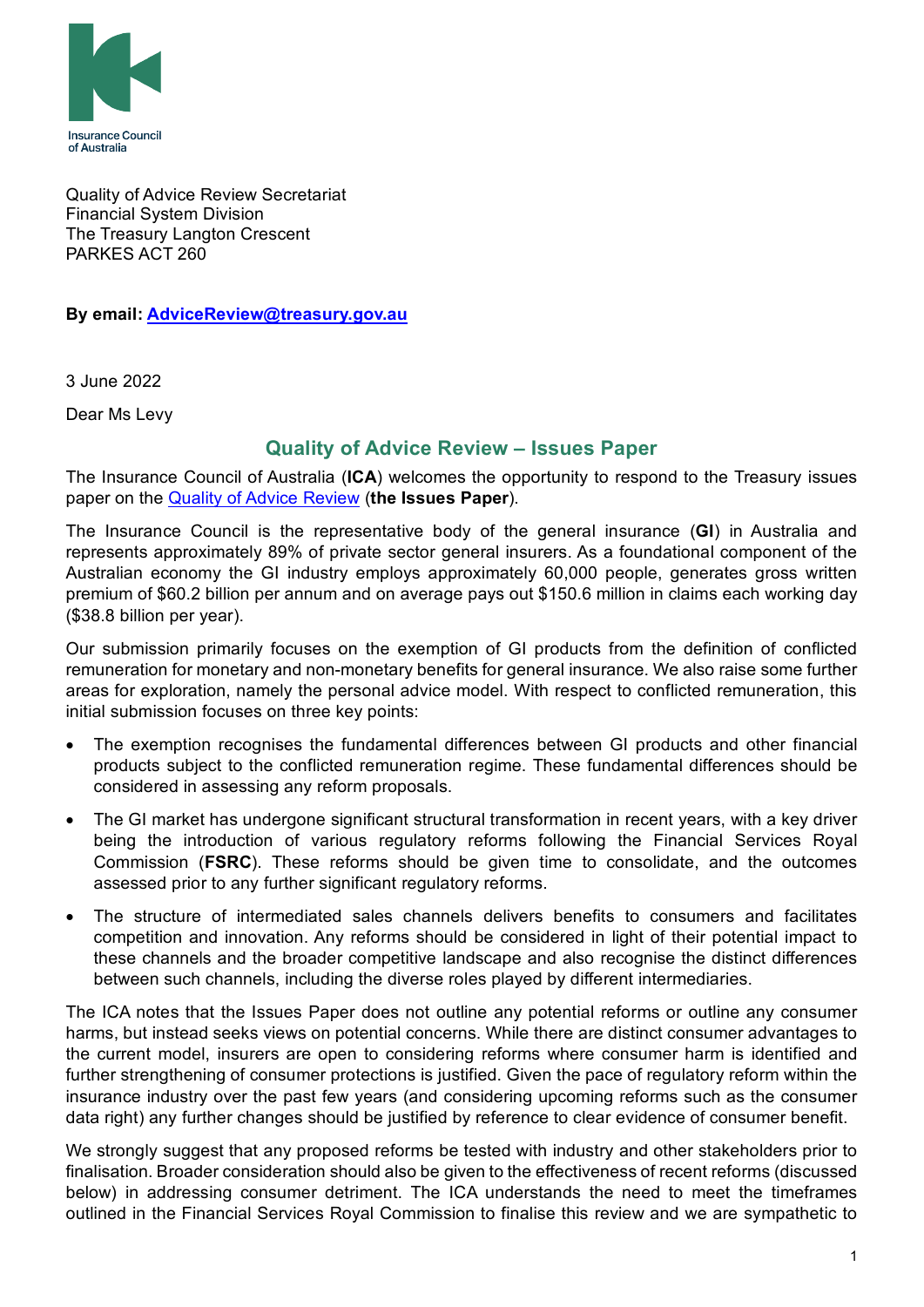Insurance Council of Australia

Quality of Advice Review Secretariat
Financial System Division
The Treasury Langton Crescent
PARKES ACT 260

**By email: [AdviceReview@treasury.gov.au](mailto:AdviceReview@treasury.gov.au)**

3 June 2022

Dear Ms Levy

## Quality of Advice Review – Issues Paper

The Insurance Council of Australia (**ICA**) welcomes the opportunity to respond to the Treasury issues paper on the [Quality of Advice Review](#) (**the Issues Paper**).

The Insurance Council is the representative body of the general insurance (**GI**) in Australia and represents approximately 89% of private sector general insurers. As a foundational component of the Australian economy the GI industry employs approximately 60,000 people, generates gross written premium of $60.2 billion per annum and on average pays out $150.6 million in claims each working day ($38.8 billion per year).

Our submission primarily focuses on the exemption of GI products from the definition of conflicted remuneration for monetary and non-monetary benefits for general insurance. We also raise some further areas for exploration, namely the personal advice model. With respect to conflicted remuneration, this initial submission focuses on three key points:

- The exemption recognises the fundamental differences between GI products and other financial products subject to the conflicted remuneration regime. These fundamental differences should be considered in assessing any reform proposals.
- The GI market has undergone significant structural transformation in recent years, with a key driver being the introduction of various regulatory reforms following the Financial Services Royal Commission (**FSRC**). These reforms should be given time to consolidate, and the outcomes assessed prior to any further significant regulatory reforms.
- The structure of intermediated sales channels delivers benefits to consumers and facilitates competition and innovation. Any reforms should be considered in light of their potential impact to these channels and the broader competitive landscape and also recognise the distinct differences between such channels, including the diverse roles played by different intermediaries.

The ICA notes that the Issues Paper does not outline any potential reforms or outline any consumer harms, but instead seeks views on potential concerns. While there are distinct consumer advantages to the current model, insurers are open to considering reforms where consumer harm is identified and further strengthening of consumer protections is justified. Given the pace of regulatory reform within the insurance industry over the past few years (and considering upcoming reforms such as the consumer data right) any further changes should be justified by reference to clear evidence of consumer benefit.

We strongly suggest that any proposed reforms be tested with industry and other stakeholders prior to finalisation. Broader consideration should also be given to the effectiveness of recent reforms (discussed below) in addressing consumer detriment. The ICA understands the need to meet the timeframes outlined in the Financial Services Royal Commission to finalise this review and we are sympathetic to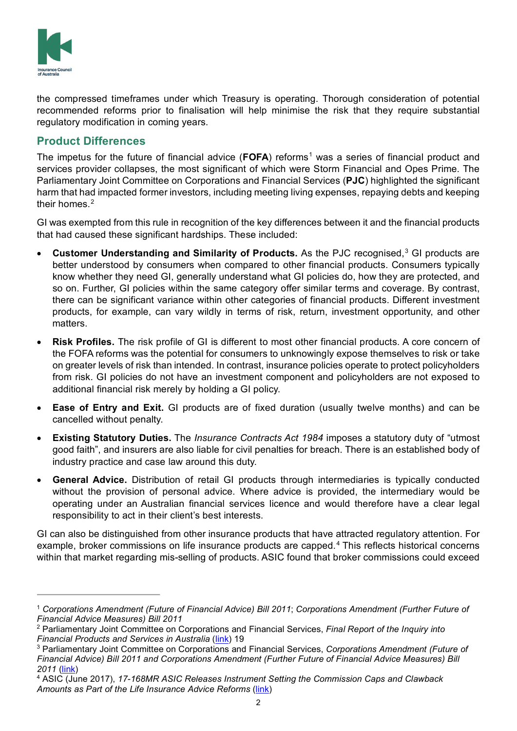the compressed timeframes under which Treasury is operating. Thorough consideration of potential recommended reforms prior to finalisation will help minimise the risk that they require substantial regulatory modification in coming years.

## Product Differences

The impetus for the future of financial advice (**FOFA**) reforms[1] was a series of financial product and services provider collapses, the most significant of which were Storm Financial and Opes Prime. The Parliamentary Joint Committee on Corporations and Financial Services (**PJC**) highlighted the significant harm that had impacted former investors, including meeting living expenses, repaying debts and keeping their homes.[2]

GI was exempted from this rule in recognition of the key differences between it and the financial products that had caused these significant hardships. These included:

- **Customer Understanding and Similarity of Products.** As the PJC recognised,[3] GI products are better understood by consumers when compared to other financial products. Consumers typically know whether they need GI, generally understand what GI policies do, how they are protected, and so on. Further, GI policies within the same category offer similar terms and coverage. By contrast, there can be significant variance within other categories of financial products. Different investment products, for example, can vary wildly in terms of risk, return, investment opportunity, and other matters.
- **Risk Profiles.** The risk profile of GI is different to most other financial products. A core concern of the FOFA reforms was the potential for consumers to unknowingly expose themselves to risk or take on greater levels of risk than intended. In contrast, insurance policies operate to protect policyholders from risk. GI policies do not have an investment component and policyholders are not exposed to additional financial risk merely by holding a GI policy.
- **Ease of Entry and Exit.** GI products are of fixed duration (usually twelve months) and can be cancelled without penalty.
- **Existing Statutory Duties.** The *Insurance Contracts Act 1984* imposes a statutory duty of "utmost good faith", and insurers are also liable for civil penalties for breach. There is an established body of industry practice and case law around this duty.
- **General Advice.** Distribution of retail GI products through intermediaries is typically conducted without the provision of personal advice. Where advice is provided, the intermediary would be operating under an Australian financial services licence and would therefore have a clear legal responsibility to act in their client's best interests.

GI can also be distinguished from other insurance products that have attracted regulatory attention. For example, broker commissions on life insurance products are capped.[4] This reflects historical concerns within that market regarding mis-selling of products. ASIC found that broker commissions could exceed

---

[1] *Corporations Amendment (Future of Financial Advice) Bill 2011*; *Corporations Amendment (Further Future of Financial Advice Measures) Bill 2011*

[2] Parliamentary Joint Committee on Corporations and Financial Services, *Final Report of the Inquiry into Financial Products and Services in Australia* (link) 19

[3] Parliamentary Joint Committee on Corporations and Financial Services, *Corporations Amendment (Future of Financial Advice) Bill 2011 and Corporations Amendment (Further Future of Financial Advice Measures) Bill 2011* (link)

[4] ASIC (June 2017), *17-168MR ASIC Releases Instrument Setting the Commission Caps and Clawback Amounts as Part of the Life Insurance Advice Reforms* (link)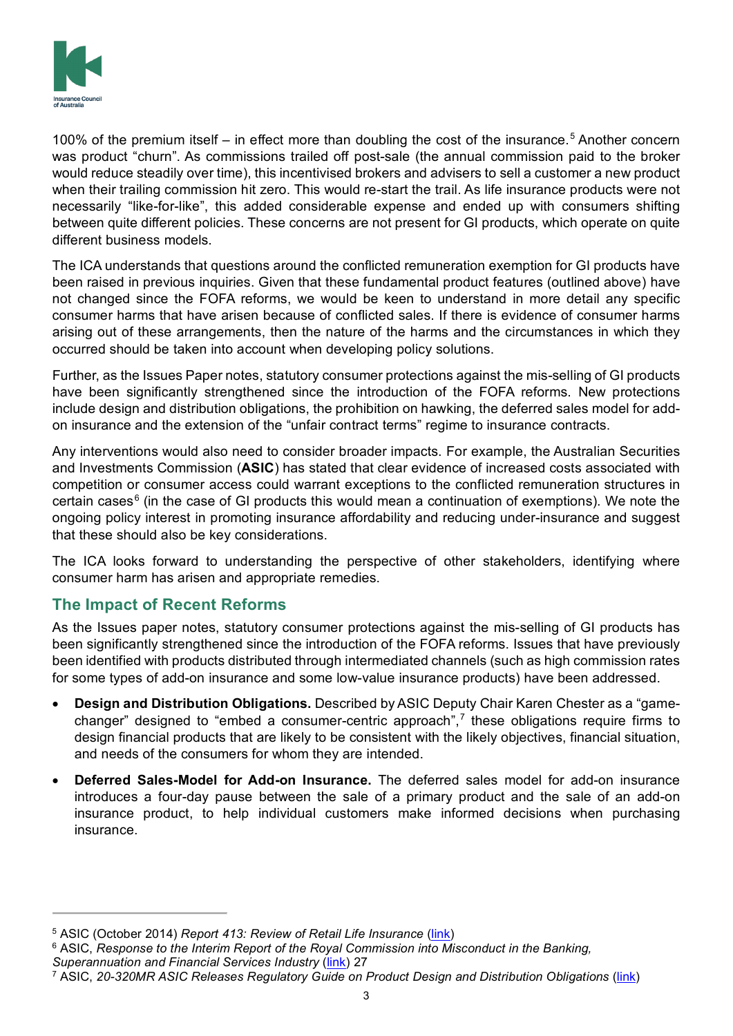100% of the premium itself – in effect more than doubling the cost of the insurance.[5] Another concern was product "churn". As commissions trailed off post-sale (the annual commission paid to the broker would reduce steadily over time), this incentivised brokers and advisers to sell a customer a new product when their trailing commission hit zero. This would re-start the trail. As life insurance products were not necessarily "like-for-like", this added considerable expense and ended up with consumers shifting between quite different policies. These concerns are not present for GI products, which operate on quite different business models.

The ICA understands that questions around the conflicted remuneration exemption for GI products have been raised in previous inquiries. Given that these fundamental product features (outlined above) have not changed since the FOFA reforms, we would be keen to understand in more detail any specific consumer harms that have arisen because of conflicted sales. If there is evidence of consumer harms arising out of these arrangements, then the nature of the harms and the circumstances in which they occurred should be taken into account when developing policy solutions.

Further, as the Issues Paper notes, statutory consumer protections against the mis-selling of GI products have been significantly strengthened since the introduction of the FOFA reforms. New protections include design and distribution obligations, the prohibition on hawking, the deferred sales model for add-on insurance and the extension of the "unfair contract terms" regime to insurance contracts.

Any interventions would also need to consider broader impacts. For example, the Australian Securities and Investments Commission (**ASIC**) has stated that clear evidence of increased costs associated with competition or consumer access could warrant exceptions to the conflicted remuneration structures in certain cases[6] (in the case of GI products this would mean a continuation of exemptions). We note the ongoing policy interest in promoting insurance affordability and reducing under-insurance and suggest that these should also be key considerations.

The ICA looks forward to understanding the perspective of other stakeholders, identifying where consumer harm has arisen and appropriate remedies.

## The Impact of Recent Reforms

As the Issues paper notes, statutory consumer protections against the mis-selling of GI products has been significantly strengthened since the introduction of the FOFA reforms. Issues that have previously been identified with products distributed through intermediated channels (such as high commission rates for some types of add-on insurance and some low-value insurance products) have been addressed.

- **Design and Distribution Obligations.** Described by ASIC Deputy Chair Karen Chester as a "game-changer" designed to "embed a consumer-centric approach",[7] these obligations require firms to design financial products that are likely to be consistent with the likely objectives, financial situation, and needs of the consumers for whom they are intended.
- **Deferred Sales-Model for Add-on Insurance.** The deferred sales model for add-on insurance introduces a four-day pause between the sale of a primary product and the sale of an add-on insurance product, to help individual customers make informed decisions when purchasing insurance.

---

[5] ASIC (October 2014) *Report 413: Review of Retail Life Insurance* (link)

[6] ASIC, *Response to the Interim Report of the Royal Commission into Misconduct in the Banking, Superannuation and Financial Services Industry* (link) 27

[7] ASIC, *20-320MR ASIC Releases Regulatory Guide on Product Design and Distribution Obligations* (link)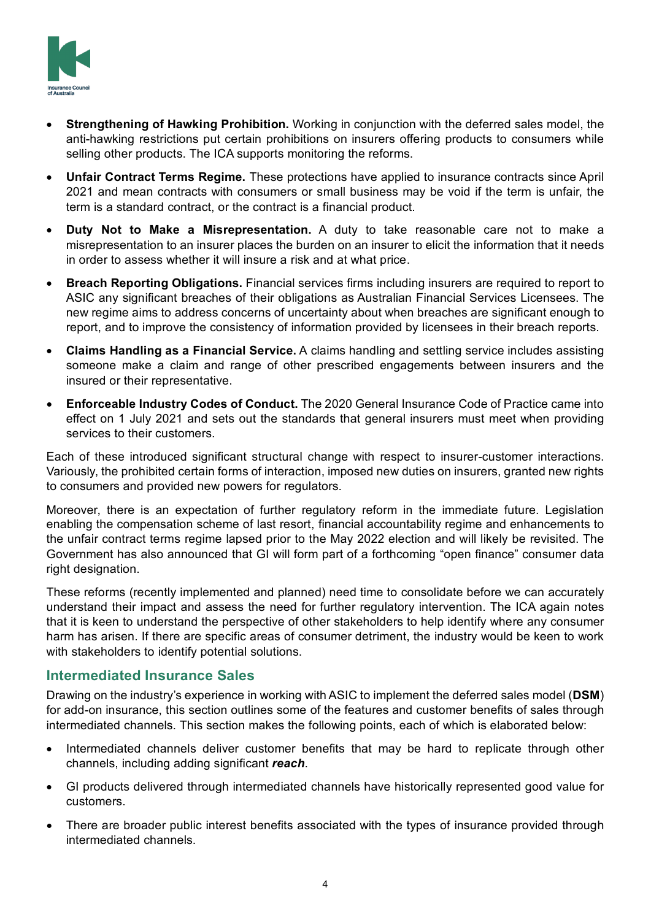- **Strengthening of Hawking Prohibition.** Working in conjunction with the deferred sales model, the anti-hawking restrictions put certain prohibitions on insurers offering products to consumers while selling other products. The ICA supports monitoring the reforms.
- **Unfair Contract Terms Regime.** These protections have applied to insurance contracts since April 2021 and mean contracts with consumers or small business may be void if the term is unfair, the term is a standard contract, or the contract is a financial product.
- **Duty Not to Make a Misrepresentation.** A duty to take reasonable care not to make a misrepresentation to an insurer places the burden on an insurer to elicit the information that it needs in order to assess whether it will insure a risk and at what price.
- **Breach Reporting Obligations.** Financial services firms including insurers are required to report to ASIC any significant breaches of their obligations as Australian Financial Services Licensees. The new regime aims to address concerns of uncertainty about when breaches are significant enough to report, and to improve the consistency of information provided by licensees in their breach reports.
- **Claims Handling as a Financial Service.** A claims handling and settling service includes assisting someone make a claim and range of other prescribed engagements between insurers and the insured or their representative.
- **Enforceable Industry Codes of Conduct.** The 2020 General Insurance Code of Practice came into effect on 1 July 2021 and sets out the standards that general insurers must meet when providing services to their customers.

Each of these introduced significant structural change with respect to insurer-customer interactions. Variously, the prohibited certain forms of interaction, imposed new duties on insurers, granted new rights to consumers and provided new powers for regulators.

Moreover, there is an expectation of further regulatory reform in the immediate future. Legislation enabling the compensation scheme of last resort, financial accountability regime and enhancements to the unfair contract terms regime lapsed prior to the May 2022 election and will likely be revisited. The Government has also announced that GI will form part of a forthcoming "open finance" consumer data right designation.

These reforms (recently implemented and planned) need time to consolidate before we can accurately understand their impact and assess the need for further regulatory intervention. The ICA again notes that it is keen to understand the perspective of other stakeholders to help identify where any consumer harm has arisen. If there are specific areas of consumer detriment, the industry would be keen to work with stakeholders to identify potential solutions.

## Intermediated Insurance Sales

Drawing on the industry's experience in working with ASIC to implement the deferred sales model (**DSM**) for add-on insurance, this section outlines some of the features and customer benefits of sales through intermediated channels. This section makes the following points, each of which is elaborated below:

- Intermediated channels deliver customer benefits that may be hard to replicate through other channels, including adding significant ***reach***.
- GI products delivered through intermediated channels have historically represented good value for customers.
- There are broader public interest benefits associated with the types of insurance provided through intermediated channels.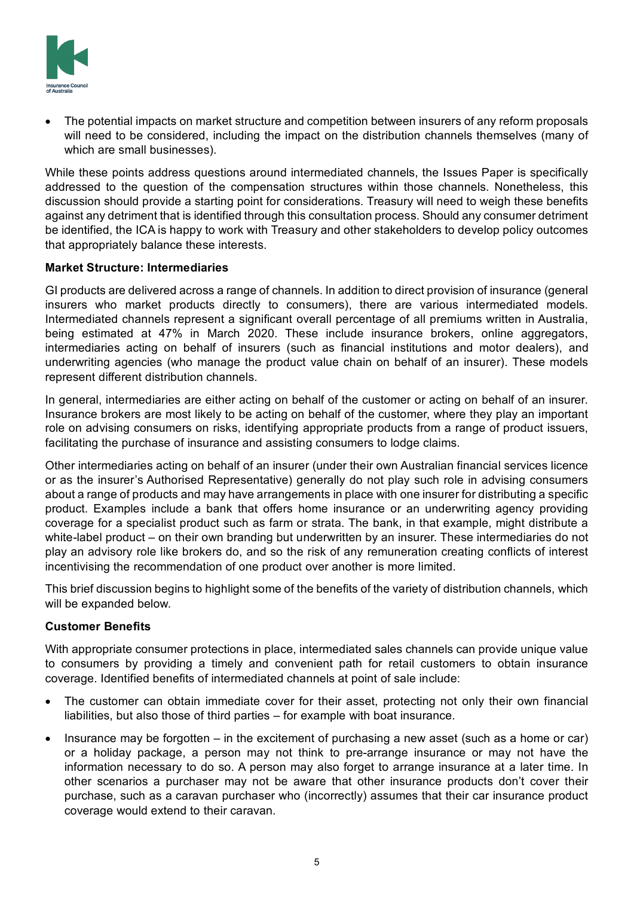- The potential impacts on market structure and competition between insurers of any reform proposals will need to be considered, including the impact on the distribution channels themselves (many of which are small businesses).

While these points address questions around intermediated channels, the Issues Paper is specifically addressed to the question of the compensation structures within those channels. Nonetheless, this discussion should provide a starting point for considerations. Treasury will need to weigh these benefits against any detriment that is identified through this consultation process. Should any consumer detriment be identified, the ICA is happy to work with Treasury and other stakeholders to develop policy outcomes that appropriately balance these interests.

**Market Structure: Intermediaries**

GI products are delivered across a range of channels. In addition to direct provision of insurance (general insurers who market products directly to consumers), there are various intermediated models. Intermediated channels represent a significant overall percentage of all premiums written in Australia, being estimated at 47% in March 2020. These include insurance brokers, online aggregators, intermediaries acting on behalf of insurers (such as financial institutions and motor dealers), and underwriting agencies (who manage the product value chain on behalf of an insurer). These models represent different distribution channels.

In general, intermediaries are either acting on behalf of the customer or acting on behalf of an insurer. Insurance brokers are most likely to be acting on behalf of the customer, where they play an important role on advising consumers on risks, identifying appropriate products from a range of product issuers, facilitating the purchase of insurance and assisting consumers to lodge claims.

Other intermediaries acting on behalf of an insurer (under their own Australian financial services licence or as the insurer's Authorised Representative) generally do not play such role in advising consumers about a range of products and may have arrangements in place with one insurer for distributing a specific product. Examples include a bank that offers home insurance or an underwriting agency providing coverage for a specialist product such as farm or strata. The bank, in that example, might distribute a white-label product – on their own branding but underwritten by an insurer. These intermediaries do not play an advisory role like brokers do, and so the risk of any remuneration creating conflicts of interest incentivising the recommendation of one product over another is more limited.

This brief discussion begins to highlight some of the benefits of the variety of distribution channels, which will be expanded below.

**Customer Benefits**

With appropriate consumer protections in place, intermediated sales channels can provide unique value to consumers by providing a timely and convenient path for retail customers to obtain insurance coverage. Identified benefits of intermediated channels at point of sale include:

- The customer can obtain immediate cover for their asset, protecting not only their own financial liabilities, but also those of third parties – for example with boat insurance.
- Insurance may be forgotten – in the excitement of purchasing a new asset (such as a home or car) or a holiday package, a person may not think to pre-arrange insurance or may not have the information necessary to do so. A person may also forget to arrange insurance at a later time. In other scenarios a purchaser may not be aware that other insurance products don't cover their purchase, such as a caravan purchaser who (incorrectly) assumes that their car insurance product coverage would extend to their caravan.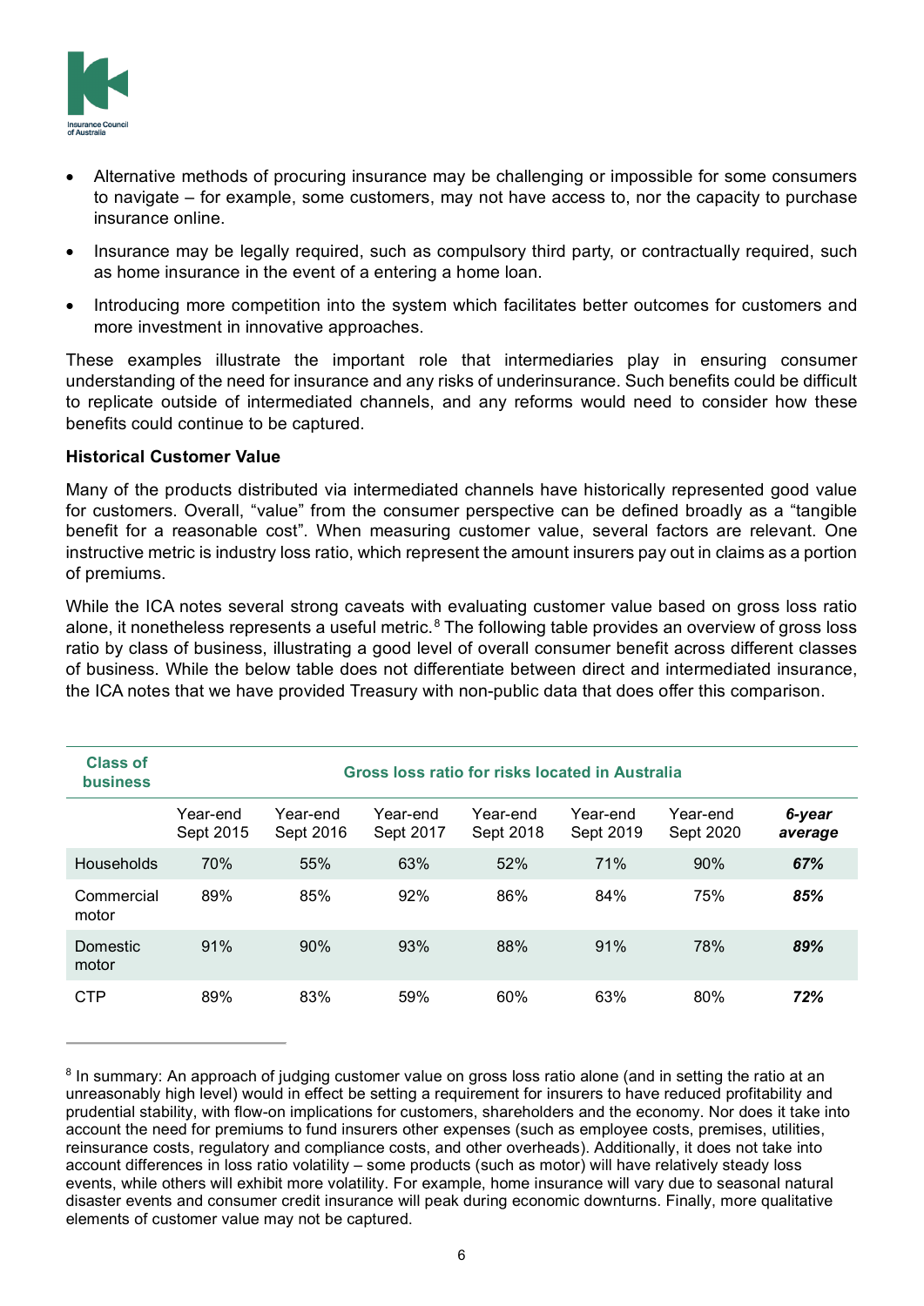- Alternative methods of procuring insurance may be challenging or impossible for some consumers to navigate – for example, some customers, may not have access to, nor the capacity to purchase insurance online.
- Insurance may be legally required, such as compulsory third party, or contractually required, such as home insurance in the event of a entering a home loan.
- Introducing more competition into the system which facilitates better outcomes for customers and more investment in innovative approaches.

These examples illustrate the important role that intermediaries play in ensuring consumer understanding of the need for insurance and any risks of underinsurance. Such benefits could be difficult to replicate outside of intermediated channels, and any reforms would need to consider how these benefits could continue to be captured.

**Historical Customer Value**

Many of the products distributed via intermediated channels have historically represented good value for customers. Overall, "value" from the consumer perspective can be defined broadly as a "tangible benefit for a reasonable cost". When measuring customer value, several factors are relevant. One instructive metric is industry loss ratio, which represent the amount insurers pay out in claims as a portion of premiums.

While the ICA notes several strong caveats with evaluating customer value based on gross loss ratio alone, it nonetheless represents a useful metric.[8] The following table provides an overview of gross loss ratio by class of business, illustrating a good level of overall consumer benefit across different classes of business. While the below table does not differentiate between direct and intermediated insurance, the ICA notes that we have provided Treasury with non-public data that does offer this comparison.

| Class of business | Gross loss ratio for risks located in Australia | | | | | | |
|---|---|---|---|---|---|---|---|
| | Year-end Sept 2015 | Year-end Sept 2016 | Year-end Sept 2017 | Year-end Sept 2018 | Year-end Sept 2019 | Year-end Sept 2020 | ***6-year average*** |
| Households | 70% | 55% | 63% | 52% | 71% | 90% | ***67%*** |
| Commercial motor | 89% | 85% | 92% | 86% | 84% | 75% | ***85%*** |
| Domestic motor | 91% | 90% | 93% | 88% | 91% | 78% | ***89%*** |
| CTP | 89% | 83% | 59% | 60% | 63% | 80% | ***72%*** |

[8] In summary: An approach of judging customer value on gross loss ratio alone (and in setting the ratio at an unreasonably high level) would in effect be setting a requirement for insurers to have reduced profitability and prudential stability, with flow-on implications for customers, shareholders and the economy. Nor does it take into account the need for premiums to fund insurers other expenses (such as employee costs, premises, utilities, reinsurance costs, regulatory and compliance costs, and other overheads). Additionally, it does not take into account differences in loss ratio volatility – some products (such as motor) will have relatively steady loss events, while others will exhibit more volatility. For example, home insurance will vary due to seasonal natural disaster events and consumer credit insurance will peak during economic downturns. Finally, more qualitative elements of customer value may not be captured.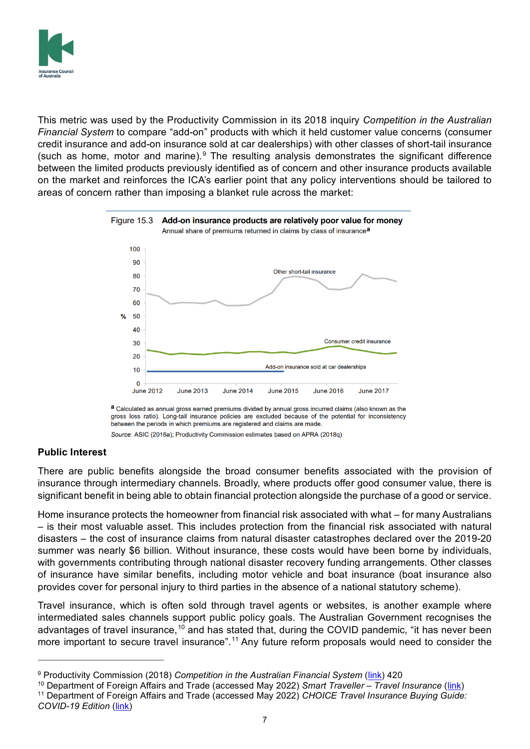This metric was used by the Productivity Commission in its 2018 inquiry *Competition in the Australian Financial System* to compare "add-on" products with which it held customer value concerns (consumer credit insurance and add-on insurance sold at car dealerships) with other classes of short-tail insurance (such as home, motor and marine).[9] The resulting analysis demonstrates the significant difference between the limited products previously identified as of concern and other insurance products available on the market and reinforces the ICA's earlier point that any policy interventions should be tailored to areas of concern rather than imposing a blanket rule across the market:

Figure 15.3 **Add-on insurance products are relatively poor value for money**
Annual share of premiums returned in claims by class of insurance[a]

[a] Calculated as annual gross earned premiums divided by annual gross incurred claims (also known as the gross loss ratio). Long-tail insurance policies are excluded because of the potential for inconsistency between the periods in which premiums are registered and claims are made.

*Source*: ASIC (2016a); Productivity Commission estimates based on APRA (2018q)

**Public Interest**

There are public benefits alongside the broad consumer benefits associated with the provision of insurance through intermediary channels. Broadly, where products offer good consumer value, there is significant benefit in being able to obtain financial protection alongside the purchase of a good or service.

Home insurance protects the homeowner from financial risk associated with what – for many Australians – is their most valuable asset. This includes protection from the financial risk associated with natural disasters – the cost of insurance claims from natural disaster catastrophes declared over the 2019-20 summer was nearly $6 billion. Without insurance, these costs would have been borne by individuals, with governments contributing through national disaster recovery funding arrangements. Other classes of insurance have similar benefits, including motor vehicle and boat insurance (boat insurance also provides cover for personal injury to third parties in the absence of a national statutory scheme).

Travel insurance, which is often sold through travel agents or websites, is another example where intermediated sales channels support public policy goals. The Australian Government recognises the advantages of travel insurance,[10] and has stated that, during the COVID pandemic, "it has never been more important to secure travel insurance".[11] Any future reform proposals would need to consider the

---

[9] Productivity Commission (2018) *Competition in the Australian Financial System* (link) 420

[10] Department of Foreign Affairs and Trade (accessed May 2022) *Smart Traveller – Travel Insurance* (link)

[11] Department of Foreign Affairs and Trade (accessed May 2022) *CHOICE Travel Insurance Buying Guide: COVID-19 Edition* (link)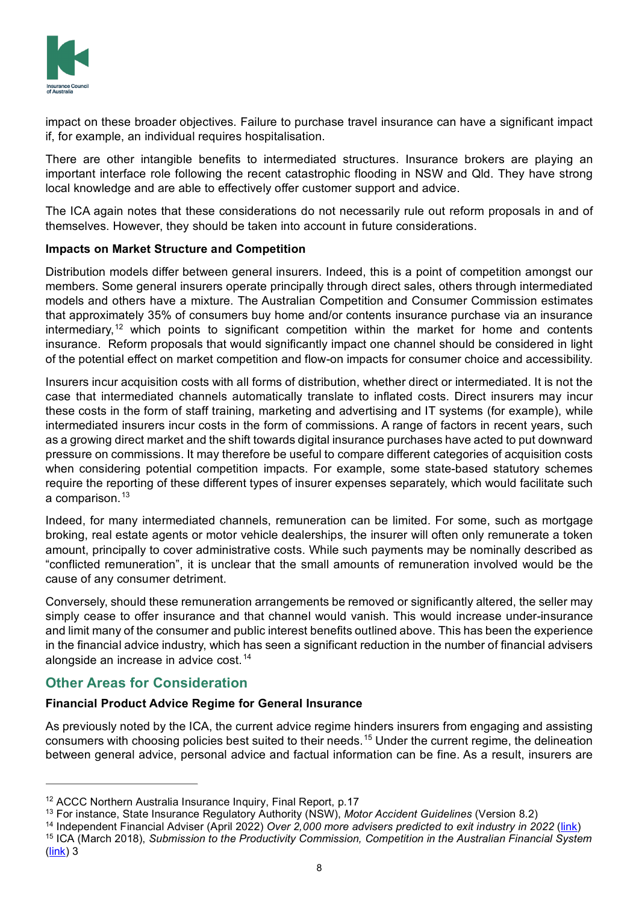impact on these broader objectives. Failure to purchase travel insurance can have a significant impact if, for example, an individual requires hospitalisation.

There are other intangible benefits to intermediated structures. Insurance brokers are playing an important interface role following the recent catastrophic flooding in NSW and Qld. They have strong local knowledge and are able to effectively offer customer support and advice.

The ICA again notes that these considerations do not necessarily rule out reform proposals in and of themselves. However, they should be taken into account in future considerations.

**Impacts on Market Structure and Competition**

Distribution models differ between general insurers. Indeed, this is a point of competition amongst our members. Some general insurers operate principally through direct sales, others through intermediated models and others have a mixture. The Australian Competition and Consumer Commission estimates that approximately 35% of consumers buy home and/or contents insurance purchase via an insurance intermediary,[12] which points to significant competition within the market for home and contents insurance. Reform proposals that would significantly impact one channel should be considered in light of the potential effect on market competition and flow-on impacts for consumer choice and accessibility.

Insurers incur acquisition costs with all forms of distribution, whether direct or intermediated. It is not the case that intermediated channels automatically translate to inflated costs. Direct insurers may incur these costs in the form of staff training, marketing and advertising and IT systems (for example), while intermediated insurers incur costs in the form of commissions. A range of factors in recent years, such as a growing direct market and the shift towards digital insurance purchases have acted to put downward pressure on commissions. It may therefore be useful to compare different categories of acquisition costs when considering potential competition impacts. For example, some state-based statutory schemes require the reporting of these different types of insurer expenses separately, which would facilitate such a comparison.[13]

Indeed, for many intermediated channels, remuneration can be limited. For some, such as mortgage broking, real estate agents or motor vehicle dealerships, the insurer will often only remunerate a token amount, principally to cover administrative costs. While such payments may be nominally described as "conflicted remuneration", it is unclear that the small amounts of remuneration involved would be the cause of any consumer detriment.

Conversely, should these remuneration arrangements be removed or significantly altered, the seller may simply cease to offer insurance and that channel would vanish. This would increase under-insurance and limit many of the consumer and public interest benefits outlined above. This has been the experience in the financial advice industry, which has seen a significant reduction in the number of financial advisers alongside an increase in advice cost.[14]

## Other Areas for Consideration

**Financial Product Advice Regime for General Insurance**

As previously noted by the ICA, the current advice regime hinders insurers from engaging and assisting consumers with choosing policies best suited to their needs.[15] Under the current regime, the delineation between general advice, personal advice and factual information can be fine. As a result, insurers are

---

[12] ACCC Northern Australia Insurance Inquiry, Final Report, p.17

[13] For instance, State Insurance Regulatory Authority (NSW), *Motor Accident Guidelines* (Version 8.2)

[14] Independent Financial Adviser (April 2022) *Over 2,000 more advisers predicted to exit industry in 2022* (link)

[15] ICA (March 2018), *Submission to the Productivity Commission, Competition in the Australian Financial System* (link) 3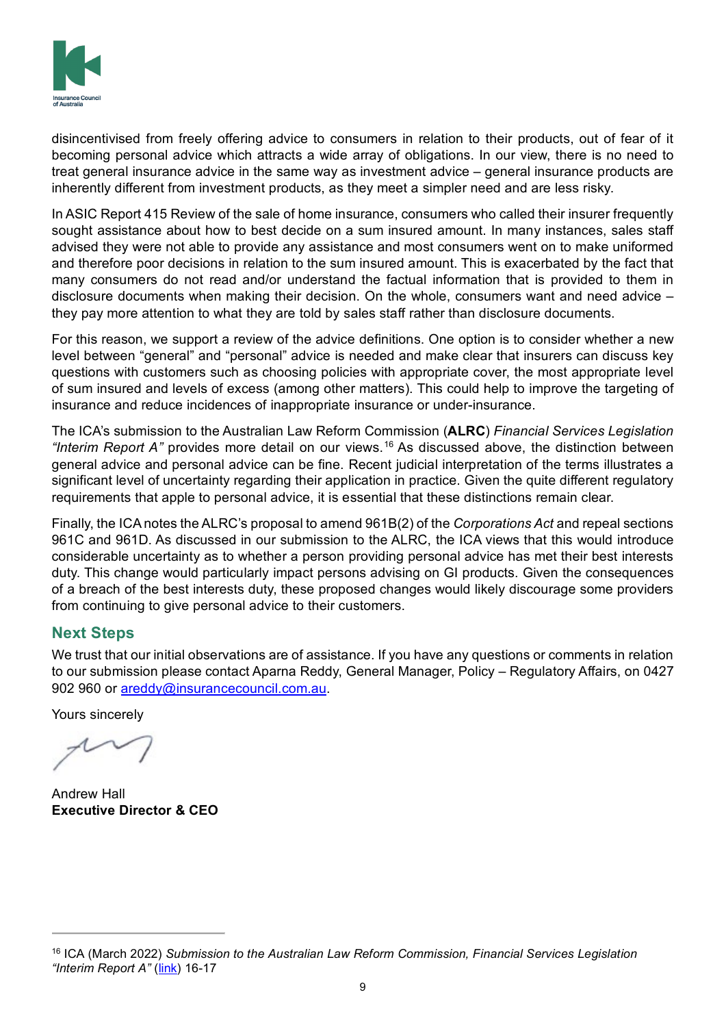disincentivised from freely offering advice to consumers in relation to their products, out of fear of it becoming personal advice which attracts a wide array of obligations. In our view, there is no need to treat general insurance advice in the same way as investment advice – general insurance products are inherently different from investment products, as they meet a simpler need and are less risky.

In ASIC Report 415 Review of the sale of home insurance, consumers who called their insurer frequently sought assistance about how to best decide on a sum insured amount. In many instances, sales staff advised they were not able to provide any assistance and most consumers went on to make uniformed and therefore poor decisions in relation to the sum insured amount. This is exacerbated by the fact that many consumers do not read and/or understand the factual information that is provided to them in disclosure documents when making their decision. On the whole, consumers want and need advice – they pay more attention to what they are told by sales staff rather than disclosure documents.

For this reason, we support a review of the advice definitions. One option is to consider whether a new level between "general" and "personal" advice is needed and make clear that insurers can discuss key questions with customers such as choosing policies with appropriate cover, the most appropriate level of sum insured and levels of excess (among other matters). This could help to improve the targeting of insurance and reduce incidences of inappropriate insurance or under-insurance.

The ICA's submission to the Australian Law Reform Commission (**ALRC**) *Financial Services Legislation "Interim Report A"* provides more detail on our views.[16] As discussed above, the distinction between general advice and personal advice can be fine. Recent judicial interpretation of the terms illustrates a significant level of uncertainty regarding their application in practice. Given the quite different regulatory requirements that apple to personal advice, it is essential that these distinctions remain clear.

Finally, the ICA notes the ALRC's proposal to amend 961B(2) of the *Corporations Act* and repeal sections 961C and 961D. As discussed in our submission to the ALRC, the ICA views that this would introduce considerable uncertainty as to whether a person providing personal advice has met their best interests duty. This change would particularly impact persons advising on GI products. Given the consequences of a breach of the best interests duty, these proposed changes would likely discourage some providers from continuing to give personal advice to their customers.

## Next Steps

We trust that our initial observations are of assistance. If you have any questions or comments in relation to our submission please contact Aparna Reddy, General Manager, Policy – Regulatory Affairs, on 0427 902 960 or areddy@insurancecouncil.com.au.

Yours sincerely

Andrew Hall
**Executive Director & CEO**

---

[16] ICA (March 2022) *Submission to the Australian Law Reform Commission, Financial Services Legislation "Interim Report A"* (link) 16-17